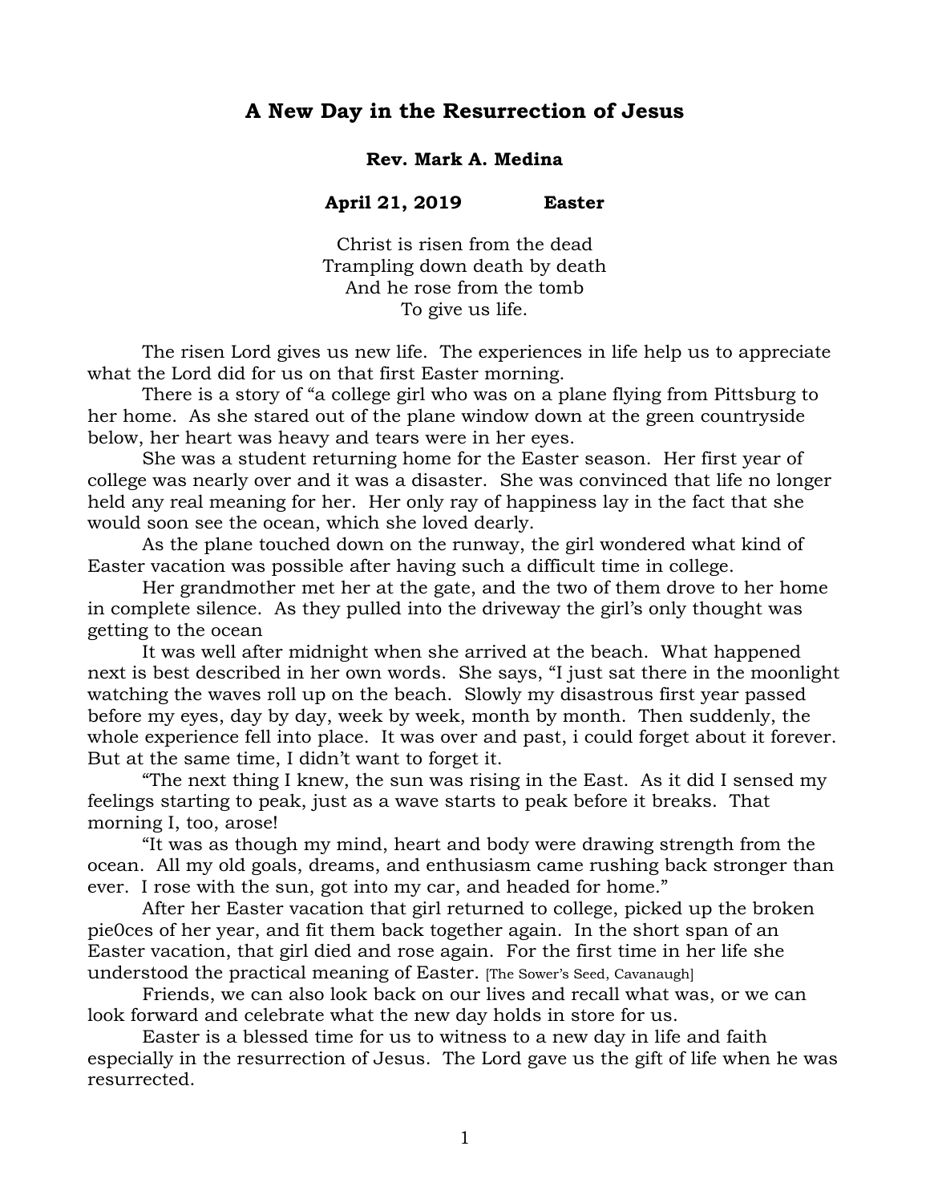# A New Day in the Resurrection of Jesus

**Rev. Mark A. Medina**

**April 21, 2019 Easter**

Christ is risen from the dead
Trampling down death by death
And he rose from the tomb
To give us life.

The risen Lord gives us new life. The experiences in life help us to appreciate what the Lord did for us on that first Easter morning.

There is a story of "a college girl who was on a plane flying from Pittsburg to her home. As she stared out of the plane window down at the green countryside below, her heart was heavy and tears were in her eyes.

She was a student returning home for the Easter season. Her first year of college was nearly over and it was a disaster. She was convinced that life no longer held any real meaning for her. Her only ray of happiness lay in the fact that she would soon see the ocean, which she loved dearly.

As the plane touched down on the runway, the girl wondered what kind of Easter vacation was possible after having such a difficult time in college.

Her grandmother met her at the gate, and the two of them drove to her home in complete silence. As they pulled into the driveway the girl's only thought was getting to the ocean

It was well after midnight when she arrived at the beach. What happened next is best described in her own words. She says, "I just sat there in the moonlight watching the waves roll up on the beach. Slowly my disastrous first year passed before my eyes, day by day, week by week, month by month. Then suddenly, the whole experience fell into place. It was over and past, i could forget about it forever. But at the same time, I didn't want to forget it.

"The next thing I knew, the sun was rising in the East. As it did I sensed my feelings starting to peak, just as a wave starts to peak before it breaks. That morning I, too, arose!

"It was as though my mind, heart and body were drawing strength from the ocean. All my old goals, dreams, and enthusiasm came rushing back stronger than ever. I rose with the sun, got into my car, and headed for home."

After her Easter vacation that girl returned to college, picked up the broken pie0ces of her year, and fit them back together again. In the short span of an Easter vacation, that girl died and rose again. For the first time in her life she understood the practical meaning of Easter. [The Sower's Seed, Cavanaugh]

Friends, we can also look back on our lives and recall what was, or we can look forward and celebrate what the new day holds in store for us.

Easter is a blessed time for us to witness to a new day in life and faith especially in the resurrection of Jesus. The Lord gave us the gift of life when he was resurrected.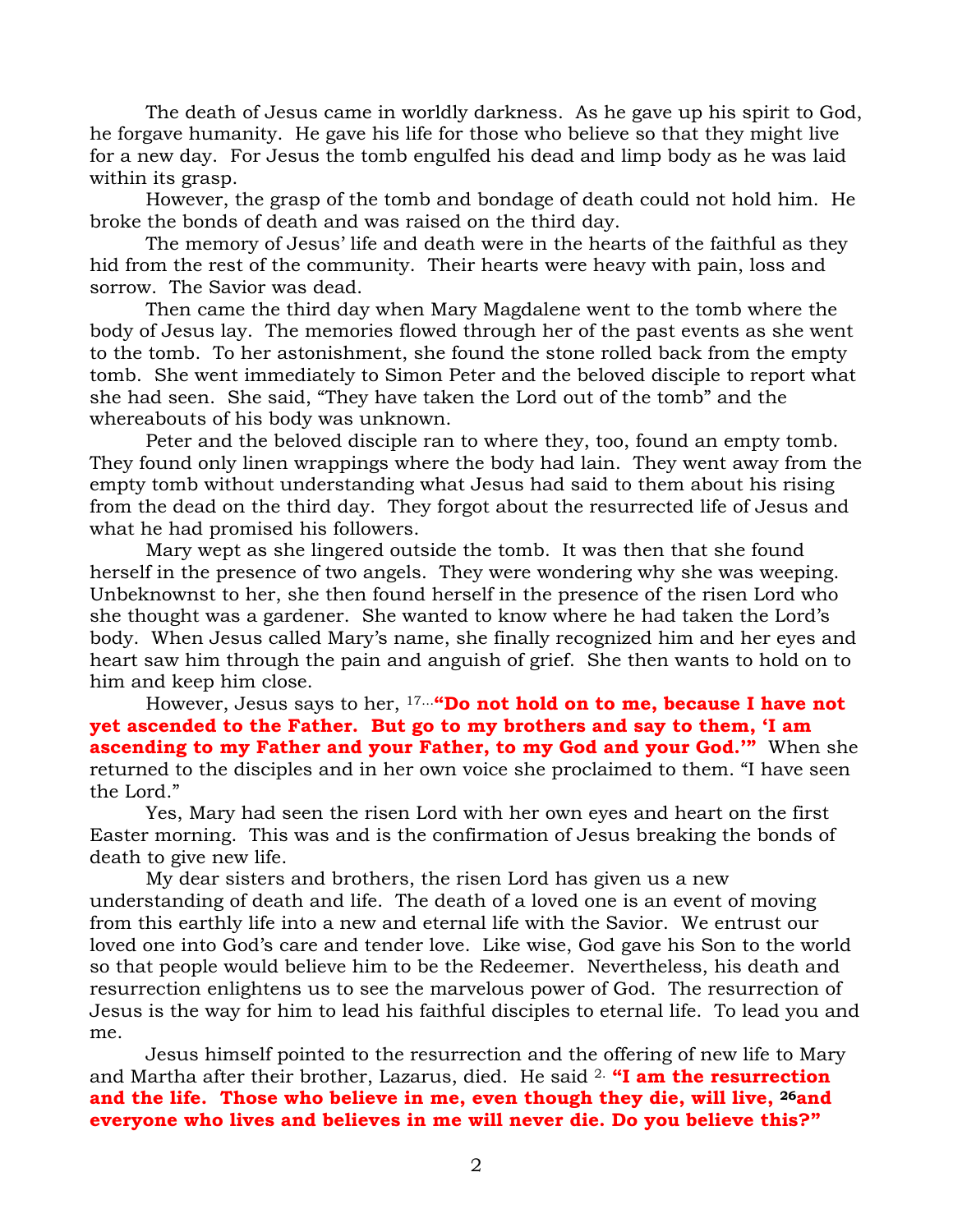The death of Jesus came in worldly darkness. As he gave up his spirit to God, he forgave humanity. He gave his life for those who believe so that they might live for a new day. For Jesus the tomb engulfed his dead and limp body as he was laid within its grasp.

However, the grasp of the tomb and bondage of death could not hold him. He broke the bonds of death and was raised on the third day.

The memory of Jesus' life and death were in the hearts of the faithful as they hid from the rest of the community. Their hearts were heavy with pain, loss and sorrow. The Savior was dead.

Then came the third day when Mary Magdalene went to the tomb where the body of Jesus lay. The memories flowed through her of the past events as she went to the tomb. To her astonishment, she found the stone rolled back from the empty tomb. She went immediately to Simon Peter and the beloved disciple to report what she had seen. She said, "They have taken the Lord out of the tomb" and the whereabouts of his body was unknown.

Peter and the beloved disciple ran to where they, too, found an empty tomb. They found only linen wrappings where the body had lain. They went away from the empty tomb without understanding what Jesus had said to them about his rising from the dead on the third day. They forgot about the resurrected life of Jesus and what he had promised his followers.

Mary wept as she lingered outside the tomb. It was then that she found herself in the presence of two angels. They were wondering why she was weeping. Unbeknownst to her, she then found herself in the presence of the risen Lord who she thought was a gardener. She wanted to know where he had taken the Lord's body. When Jesus called Mary's name, she finally recognized him and her eyes and heart saw him through the pain and anguish of grief. She then wants to hold on to him and keep him close.

However, Jesus says to her, [17]…**"Do not hold on to me, because I have not yet ascended to the Father. But go to my brothers and say to them, 'I am ascending to my Father and your Father, to my God and your God.'"** When she returned to the disciples and in her own voice she proclaimed to them. "I have seen the Lord."

Yes, Mary had seen the risen Lord with her own eyes and heart on the first Easter morning. This was and is the confirmation of Jesus breaking the bonds of death to give new life.

My dear sisters and brothers, the risen Lord has given us a new understanding of death and life. The death of a loved one is an event of moving from this earthly life into a new and eternal life with the Savior. We entrust our loved one into God's care and tender love. Like wise, God gave his Son to the world so that people would believe him to be the Redeemer. Nevertheless, his death and resurrection enlightens us to see the marvelous power of God. The resurrection of Jesus is the way for him to lead his faithful disciples to eternal life. To lead you and me.

Jesus himself pointed to the resurrection and the offering of new life to Mary and Martha after their brother, Lazarus, died. He said [2.] **"I am the resurrection and the life. Those who believe in me, even though they die, will live, [26]and everyone who lives and believes in me will never die. Do you believe this?"**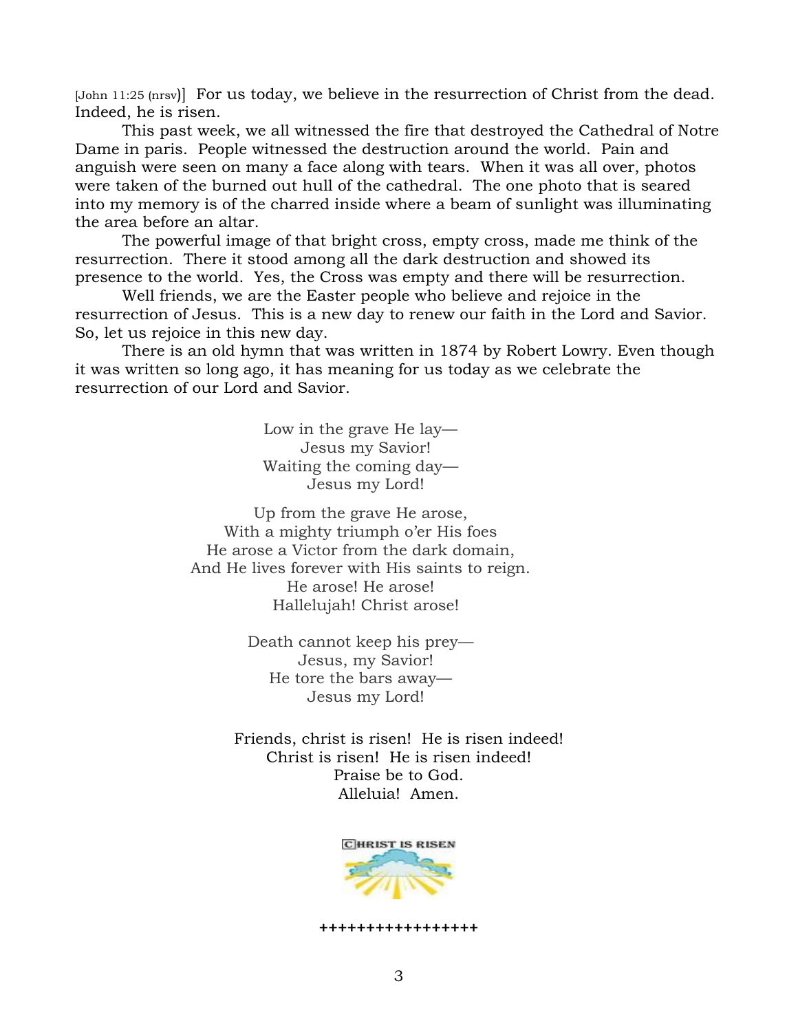[John 11:25 (nrsv)] For us today, we believe in the resurrection of Christ from the dead. Indeed, he is risen.

This past week, we all witnessed the fire that destroyed the Cathedral of Notre Dame in paris. People witnessed the destruction around the world. Pain and anguish were seen on many a face along with tears. When it was all over, photos were taken of the burned out hull of the cathedral. The one photo that is seared into my memory is of the charred inside where a beam of sunlight was illuminating the area before an altar.

The powerful image of that bright cross, empty cross, made me think of the resurrection. There it stood among all the dark destruction and showed its presence to the world. Yes, the Cross was empty and there will be resurrection.

Well friends, we are the Easter people who believe and rejoice in the resurrection of Jesus. This is a new day to renew our faith in the Lord and Savior. So, let us rejoice in this new day.

There is an old hymn that was written in 1874 by Robert Lowry. Even though it was written so long ago, it has meaning for us today as we celebrate the resurrection of our Lord and Savior.

Low in the grave He lay—
Jesus my Savior!
Waiting the coming day—
Jesus my Lord!

Up from the grave He arose,
With a mighty triumph o'er His foes
He arose a Victor from the dark domain,
And He lives forever with His saints to reign.
He arose! He arose!
Hallelujah! Christ arose!

Death cannot keep his prey—
Jesus, my Savior!
He tore the bars away—
Jesus my Lord!

Friends, christ is risen! He is risen indeed!
Christ is risen! He is risen indeed!
Praise be to God.
Alleluia! Amen.

CHRIST IS RISEN

+++++++++++++++++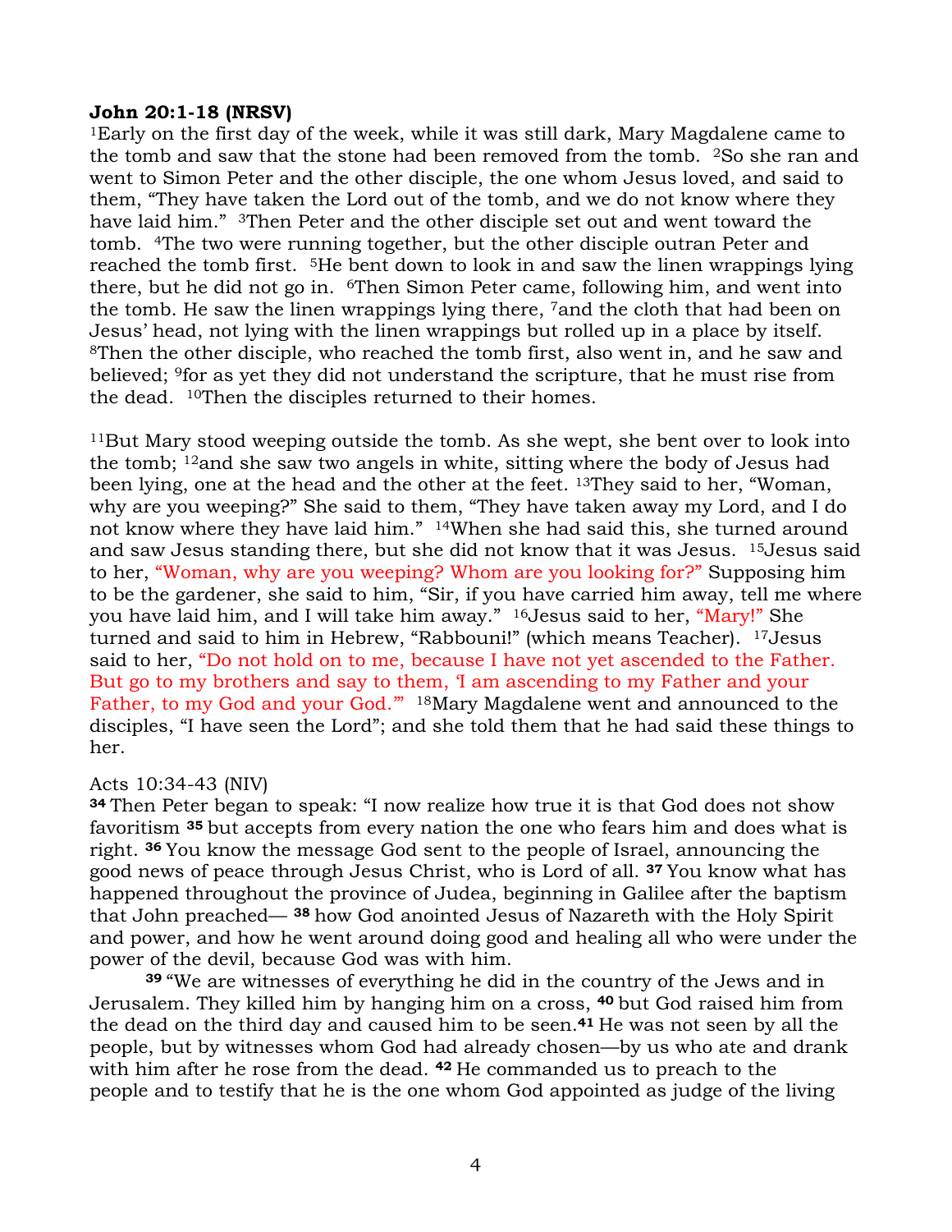**John 20:1-18 (NRSV)**
[1]Early on the first day of the week, while it was still dark, Mary Magdalene came to the tomb and saw that the stone had been removed from the tomb. [2]So she ran and went to Simon Peter and the other disciple, the one whom Jesus loved, and said to them, "They have taken the Lord out of the tomb, and we do not know where they have laid him." [3]Then Peter and the other disciple set out and went toward the tomb. [4]The two were running together, but the other disciple outran Peter and reached the tomb first. [5]He bent down to look in and saw the linen wrappings lying there, but he did not go in. [6]Then Simon Peter came, following him, and went into the tomb. He saw the linen wrappings lying there, [7]and the cloth that had been on Jesus' head, not lying with the linen wrappings but rolled up in a place by itself. [8]Then the other disciple, who reached the tomb first, also went in, and he saw and believed; [9]for as yet they did not understand the scripture, that he must rise from the dead. [10]Then the disciples returned to their homes.

[11]But Mary stood weeping outside the tomb. As she wept, she bent over to look into the tomb; [12]and she saw two angels in white, sitting where the body of Jesus had been lying, one at the head and the other at the feet. [13]They said to her, "Woman, why are you weeping?" She said to them, "They have taken away my Lord, and I do not know where they have laid him." [14]When she had said this, she turned around and saw Jesus standing there, but she did not know that it was Jesus. [15]Jesus said to her, "Woman, why are you weeping? Whom are you looking for?" Supposing him to be the gardener, she said to him, "Sir, if you have carried him away, tell me where you have laid him, and I will take him away." [16]Jesus said to her, "Mary!" She turned and said to him in Hebrew, "Rabbouni!" (which means Teacher). [17]Jesus said to her, "Do not hold on to me, because I have not yet ascended to the Father. But go to my brothers and say to them, 'I am ascending to my Father and your Father, to my God and your God.'" [18]Mary Magdalene went and announced to the disciples, "I have seen the Lord"; and she told them that he had said these things to her.

Acts 10:34-43 (NIV)
**34** Then Peter began to speak: "I now realize how true it is that God does not show favoritism **35** but accepts from every nation the one who fears him and does what is right. **36** You know the message God sent to the people of Israel, announcing the good news of peace through Jesus Christ, who is Lord of all. **37** You know what has happened throughout the province of Judea, beginning in Galilee after the baptism that John preached— **38** how God anointed Jesus of Nazareth with the Holy Spirit and power, and how he went around doing good and healing all who were under the power of the devil, because God was with him.

**39** "We are witnesses of everything he did in the country of the Jews and in Jerusalem. They killed him by hanging him on a cross, **40** but God raised him from the dead on the third day and caused him to be seen.**41** He was not seen by all the people, but by witnesses whom God had already chosen—by us who ate and drank with him after he rose from the dead. **42** He commanded us to preach to the people and to testify that he is the one whom God appointed as judge of the living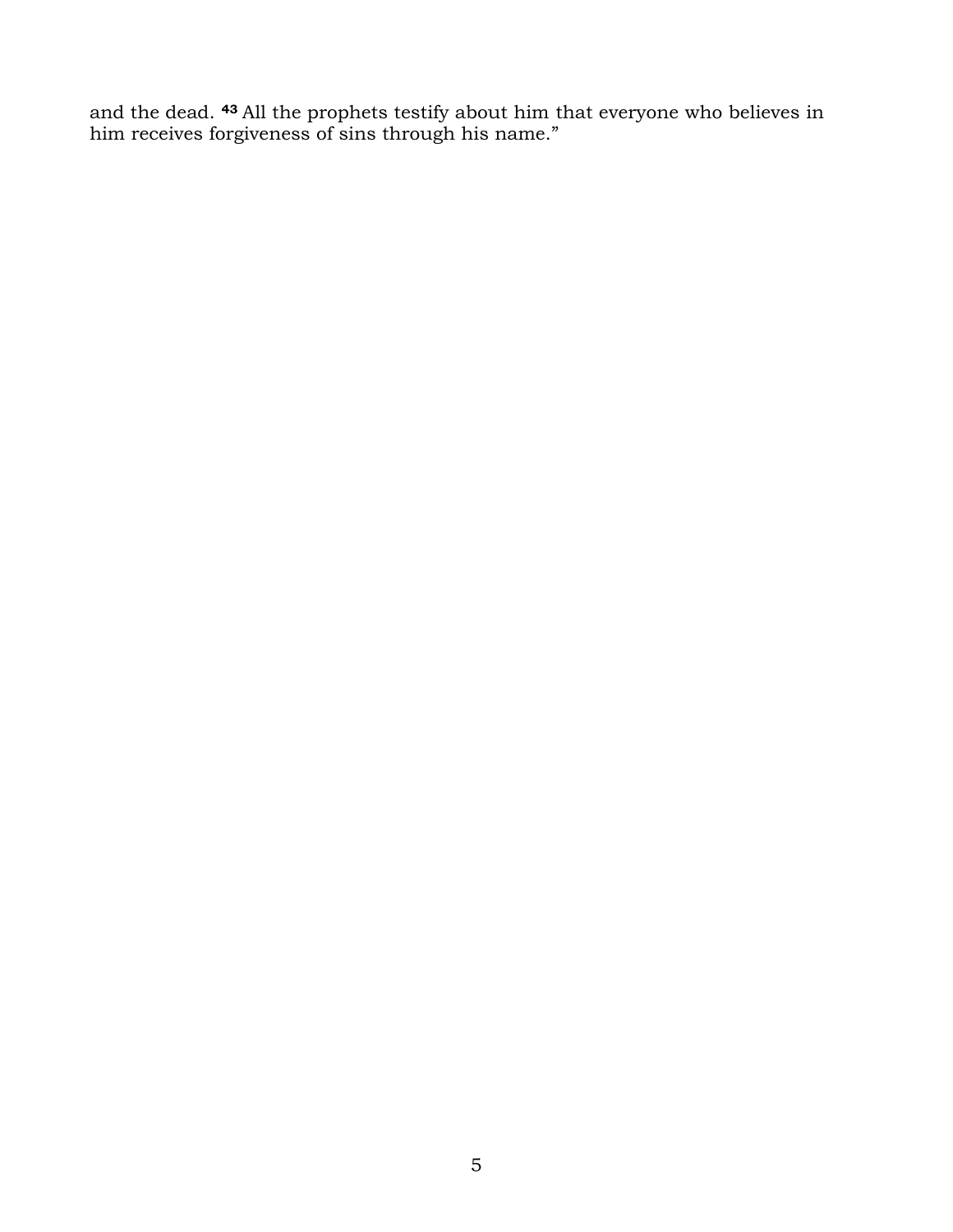and the dead. **43** All the prophets testify about him that everyone who believes in him receives forgiveness of sins through his name."